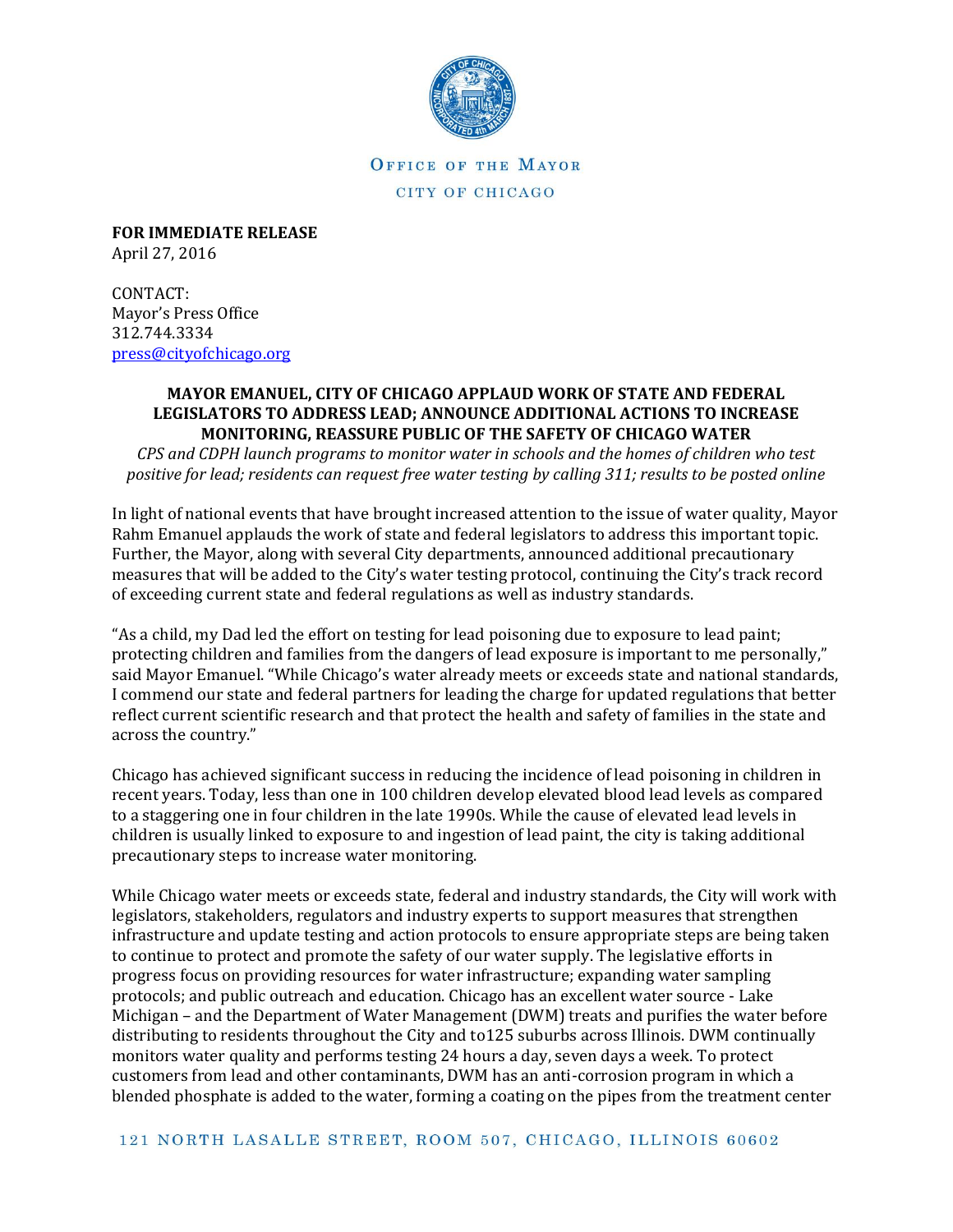OFFICE OF THE MAYOR

CITY OF CHICAGO

**FOR IMMEDIATE RELEASE**
April 27, 2016

CONTACT:
Mayor's Press Office
312.744.3334
press@cityofchicago.org

**MAYOR EMANUEL, CITY OF CHICAGO APPLAUD WORK OF STATE AND FEDERAL LEGISLATORS TO ADDRESS LEAD; ANNOUNCE ADDITIONAL ACTIONS TO INCREASE MONITORING, REASSURE PUBLIC OF THE SAFETY OF CHICAGO WATER**

*CPS and CDPH launch programs to monitor water in schools and the homes of children who test positive for lead; residents can request free water testing by calling 311; results to be posted online*

In light of national events that have brought increased attention to the issue of water quality, Mayor Rahm Emanuel applauds the work of state and federal legislators to address this important topic. Further, the Mayor, along with several City departments, announced additional precautionary measures that will be added to the City's water testing protocol, continuing the City's track record of exceeding current state and federal regulations as well as industry standards.

"As a child, my Dad led the effort on testing for lead poisoning due to exposure to lead paint; protecting children and families from the dangers of lead exposure is important to me personally," said Mayor Emanuel. "While Chicago's water already meets or exceeds state and national standards, I commend our state and federal partners for leading the charge for updated regulations that better reflect current scientific research and that protect the health and safety of families in the state and across the country."

Chicago has achieved significant success in reducing the incidence of lead poisoning in children in recent years. Today, less than one in 100 children develop elevated blood lead levels as compared to a staggering one in four children in the late 1990s. While the cause of elevated lead levels in children is usually linked to exposure to and ingestion of lead paint, the city is taking additional precautionary steps to increase water monitoring.

While Chicago water meets or exceeds state, federal and industry standards, the City will work with legislators, stakeholders, regulators and industry experts to support measures that strengthen infrastructure and update testing and action protocols to ensure appropriate steps are being taken to continue to protect and promote the safety of our water supply. The legislative efforts in progress focus on providing resources for water infrastructure; expanding water sampling protocols; and public outreach and education. Chicago has an excellent water source - Lake Michigan – and the Department of Water Management (DWM) treats and purifies the water before distributing to residents throughout the City and to125 suburbs across Illinois. DWM continually monitors water quality and performs testing 24 hours a day, seven days a week. To protect customers from lead and other contaminants, DWM has an anti-corrosion program in which a blended phosphate is added to the water, forming a coating on the pipes from the treatment center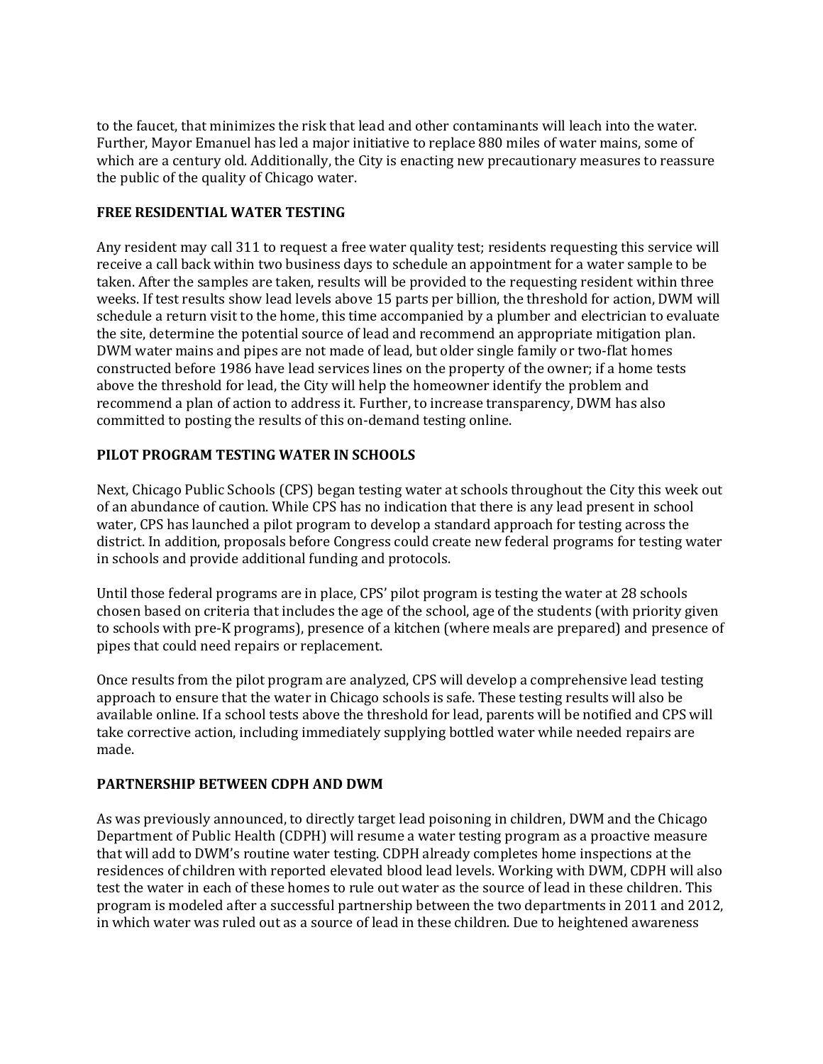to the faucet, that minimizes the risk that lead and other contaminants will leach into the water. Further, Mayor Emanuel has led a major initiative to replace 880 miles of water mains, some of which are a century old. Additionally, the City is enacting new precautionary measures to reassure the public of the quality of Chicago water.

## FREE RESIDENTIAL WATER TESTING

Any resident may call 311 to request a free water quality test; residents requesting this service will receive a call back within two business days to schedule an appointment for a water sample to be taken. After the samples are taken, results will be provided to the requesting resident within three weeks. If test results show lead levels above 15 parts per billion, the threshold for action, DWM will schedule a return visit to the home, this time accompanied by a plumber and electrician to evaluate the site, determine the potential source of lead and recommend an appropriate mitigation plan. DWM water mains and pipes are not made of lead, but older single family or two-flat homes constructed before 1986 have lead services lines on the property of the owner; if a home tests above the threshold for lead, the City will help the homeowner identify the problem and recommend a plan of action to address it. Further, to increase transparency, DWM has also committed to posting the results of this on-demand testing online.

## PILOT PROGRAM TESTING WATER IN SCHOOLS

Next, Chicago Public Schools (CPS) began testing water at schools throughout the City this week out of an abundance of caution. While CPS has no indication that there is any lead present in school water, CPS has launched a pilot program to develop a standard approach for testing across the district. In addition, proposals before Congress could create new federal programs for testing water in schools and provide additional funding and protocols.

Until those federal programs are in place, CPS' pilot program is testing the water at 28 schools chosen based on criteria that includes the age of the school, age of the students (with priority given to schools with pre-K programs), presence of a kitchen (where meals are prepared) and presence of pipes that could need repairs or replacement.

Once results from the pilot program are analyzed, CPS will develop a comprehensive lead testing approach to ensure that the water in Chicago schools is safe. These testing results will also be available online. If a school tests above the threshold for lead, parents will be notified and CPS will take corrective action, including immediately supplying bottled water while needed repairs are made.

## PARTNERSHIP BETWEEN CDPH AND DWM

As was previously announced, to directly target lead poisoning in children, DWM and the Chicago Department of Public Health (CDPH) will resume a water testing program as a proactive measure that will add to DWM's routine water testing. CDPH already completes home inspections at the residences of children with reported elevated blood lead levels. Working with DWM, CDPH will also test the water in each of these homes to rule out water as the source of lead in these children. This program is modeled after a successful partnership between the two departments in 2011 and 2012, in which water was ruled out as a source of lead in these children. Due to heightened awareness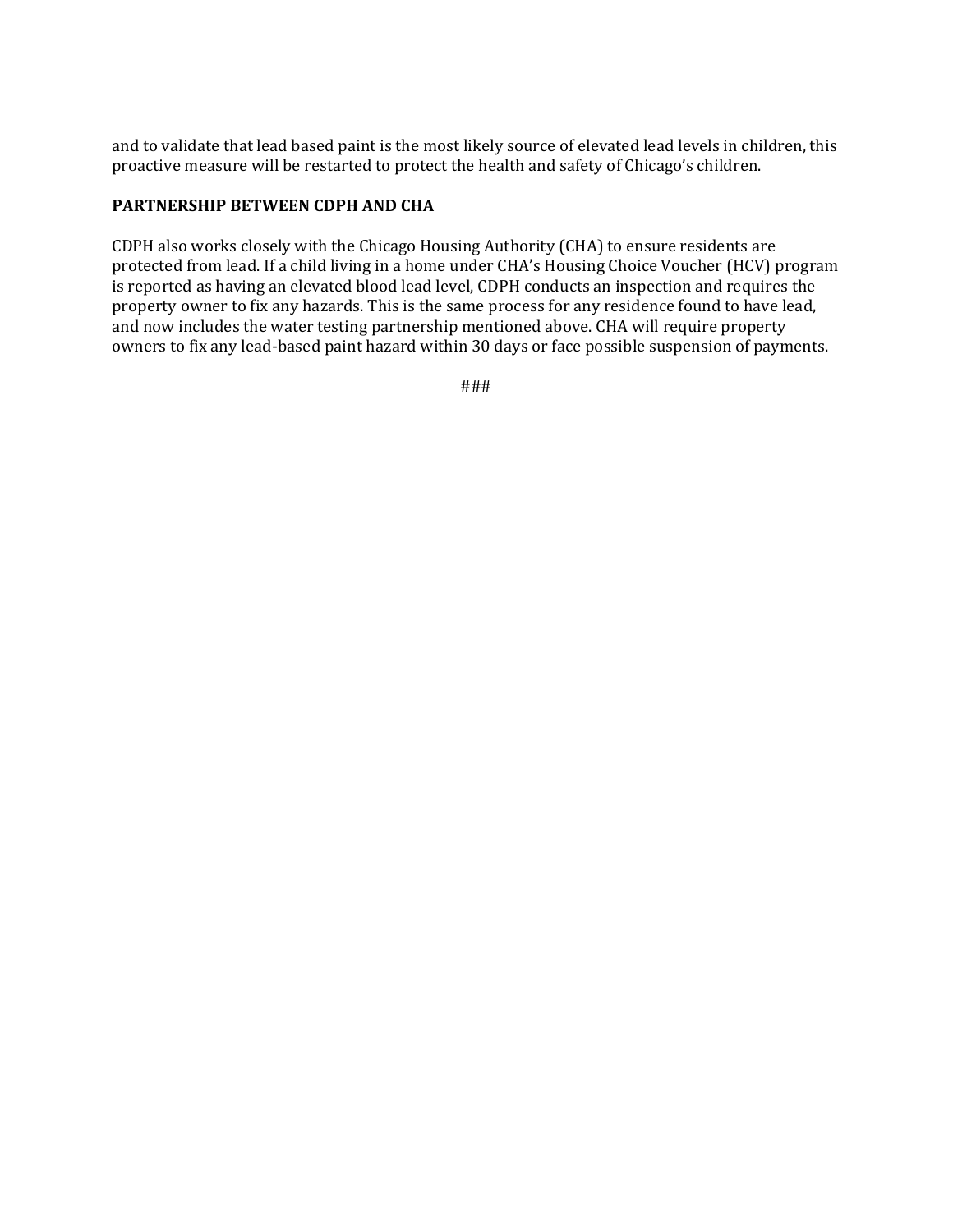and to validate that lead based paint is the most likely source of elevated lead levels in children, this proactive measure will be restarted to protect the health and safety of Chicago's children.

**PARTNERSHIP BETWEEN CDPH AND CHA**

CDPH also works closely with the Chicago Housing Authority (CHA) to ensure residents are protected from lead. If a child living in a home under CHA's Housing Choice Voucher (HCV) program is reported as having an elevated blood lead level, CDPH conducts an inspection and requires the property owner to fix any hazards. This is the same process for any residence found to have lead, and now includes the water testing partnership mentioned above. CHA will require property owners to fix any lead-based paint hazard within 30 days or face possible suspension of payments.

###